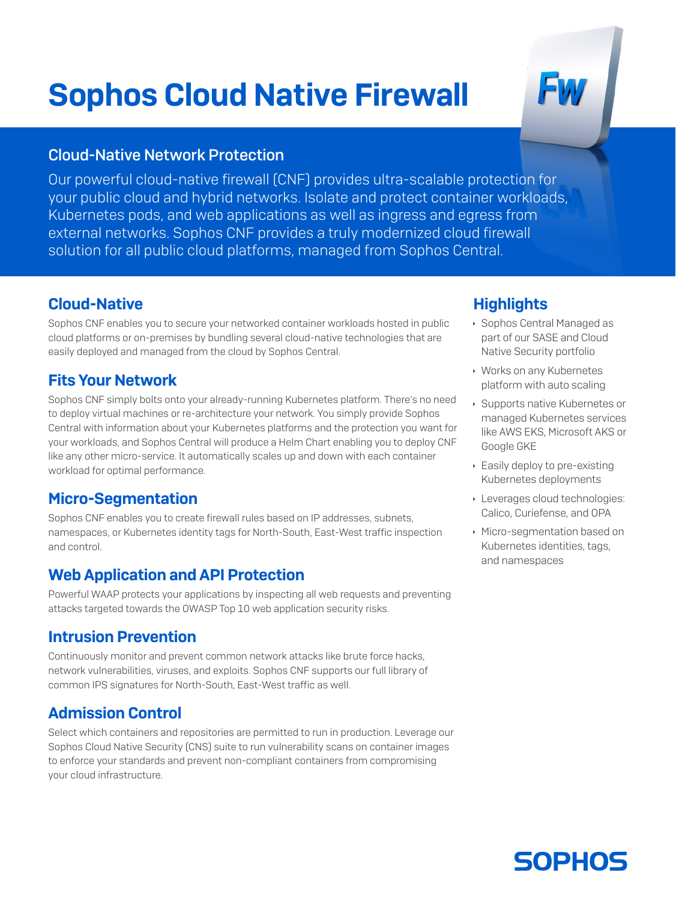# Sophos Cloud Native Firewall

## Cloud-Native Network Protection

Our powerful cloud-native firewall (CNF) provides ultra-scalable protection for your public cloud and hybrid networks. Isolate and protect container workloads, Kubernetes pods, and web applications as well as ingress and egress from external networks. Sophos CNF provides a truly modernized cloud firewall solution for all public cloud platforms, managed from Sophos Central.

## Cloud-Native

Sophos CNF enables you to secure your networked container workloads hosted in public cloud platforms or on-premises by bundling several cloud-native technologies that are easily deployed and managed from the cloud by Sophos Central.

## Fits Your Network

Sophos CNF simply bolts onto your already-running Kubernetes platform. There's no need to deploy virtual machines or re-architecture your network. You simply provide Sophos Central with information about your Kubernetes platforms and the protection you want for your workloads, and Sophos Central will produce a Helm Chart enabling you to deploy CNF like any other micro-service. It automatically scales up and down with each container workload for optimal performance.

## Micro-Segmentation

Sophos CNF enables you to create firewall rules based on IP addresses, subnets, namespaces, or Kubernetes identity tags for North-South, East-West traffic inspection and control.

## Web Application and API Protection

Powerful WAAP protects your applications by inspecting all web requests and preventing attacks targeted towards the OWASP Top 10 web application security risks.

## Intrusion Prevention

Continuously monitor and prevent common network attacks like brute force hacks, network vulnerabilities, viruses, and exploits. Sophos CNF supports our full library of common IPS signatures for North-South, East-West traffic as well.

## Admission Control

Select which containers and repositories are permitted to run in production. Leverage our Sophos Cloud Native Security (CNS) suite to run vulnerability scans on container images to enforce your standards and prevent non-compliant containers from compromising your cloud infrastructure.

## Highlights

- Sophos Central Managed as part of our SASE and Cloud Native Security portfolio
- Works on any Kubernetes platform with auto scaling
- Supports native Kubernetes or managed Kubernetes services like AWS EKS, Microsoft AKS or Google GKE
- Easily deploy to pre-existing Kubernetes deployments
- Leverages cloud technologies: Calico, Curiefense, and OPA
- Micro-segmentation based on Kubernetes identities, tags, and namespaces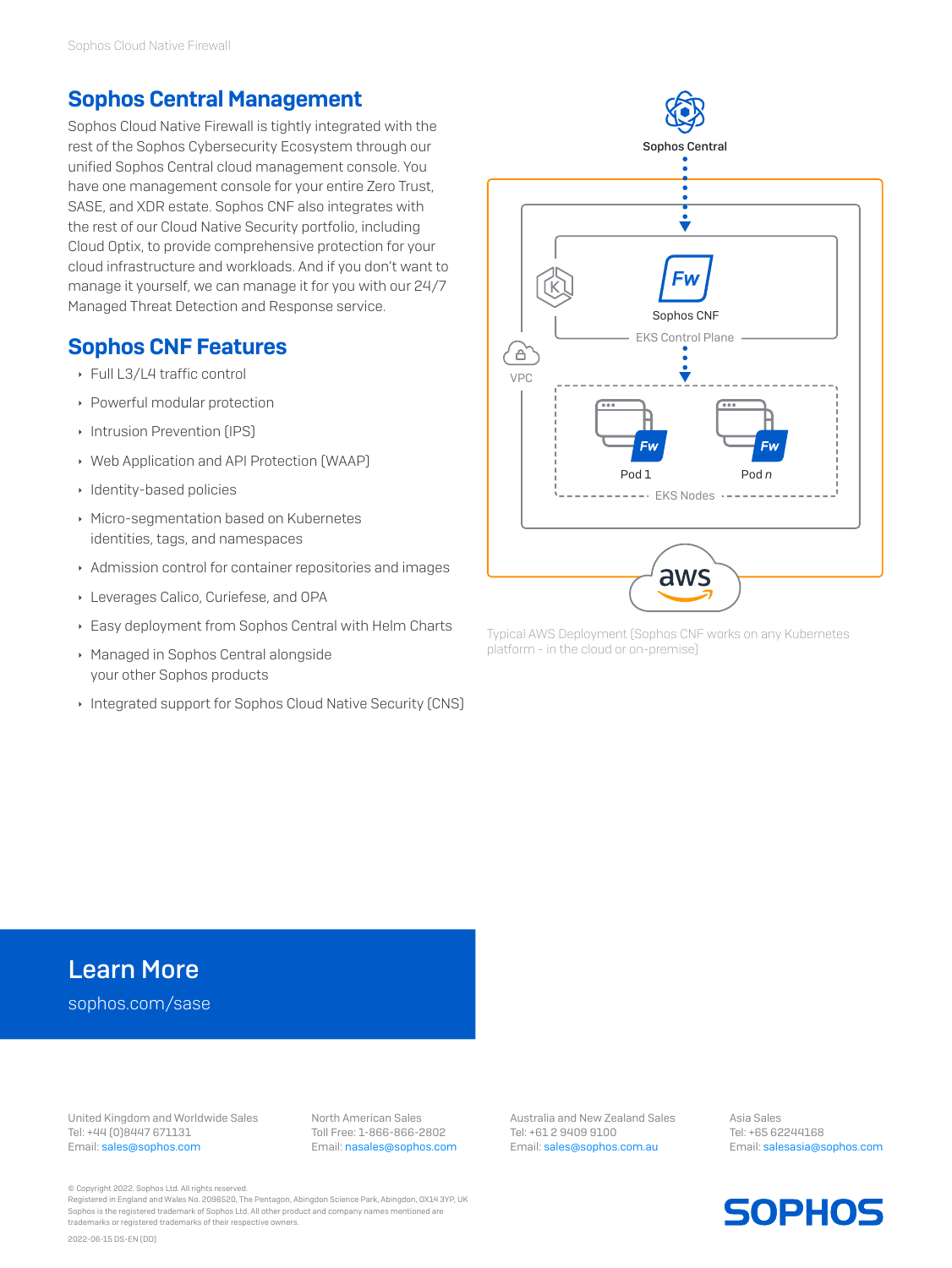## Sophos Central Management

Sophos Cloud Native Firewall is tightly integrated with the rest of the Sophos Cybersecurity Ecosystem through our unified Sophos Central cloud management console. You have one management console for your entire Zero Trust, SASE, and XDR estate. Sophos CNF also integrates with the rest of our Cloud Native Security portfolio, including Cloud Optix, to provide comprehensive protection for your cloud infrastructure and workloads. And if you don't want to manage it yourself, we can manage it for you with our 24/7 Managed Threat Detection and Response service.

## Sophos CNF Features

- Full L3/L4 traffic control
- Powerful modular protection
- Intrusion Prevention (IPS)
- Web Application and API Protection (WAAP)
- Identity-based policies
- Micro-segmentation based on Kubernetes identities, tags, and namespaces
- Admission control for container repositories and images
- Leverages Calico, Curiefese, and OPA
- Easy deployment from Sophos Central with Helm Charts
- Managed in Sophos Central alongside your other Sophos products
- Integrated support for Sophos Cloud Native Security (CNS)

Sophos Central

Sophos CNF

EKS Control Plane

VPC

Pod 1

Pod *n*

EKS Nodes

aws

Typical AWS Deployment (Sophos CNF works on any Kubernetes platform - in the cloud or on-premise)

## Learn More

sophos.com/sase

United Kingdom and Worldwide Sales
Tel: +44 (0)8447 671131
Email: sales@sophos.com

North American Sales
Toll Free: 1-866-866-2802
Email: nasales@sophos.com

Australia and New Zealand Sales
Tel: +61 2 9409 9100
Email: sales@sophos.com.au

Asia Sales
Tel: +65 62244168
Email: salesasia@sophos.com

© Copyright 2022. Sophos Ltd. All rights reserved.
Registered in England and Wales No. 2096520, The Pentagon, Abingdon Science Park, Abingdon, OX14 3YP, UK
Sophos is the registered trademark of Sophos Ltd. All other product and company names mentioned are trademarks or registered trademarks of their respective owners.

2022-06-15 DS-EN (DD)

SOPHOS